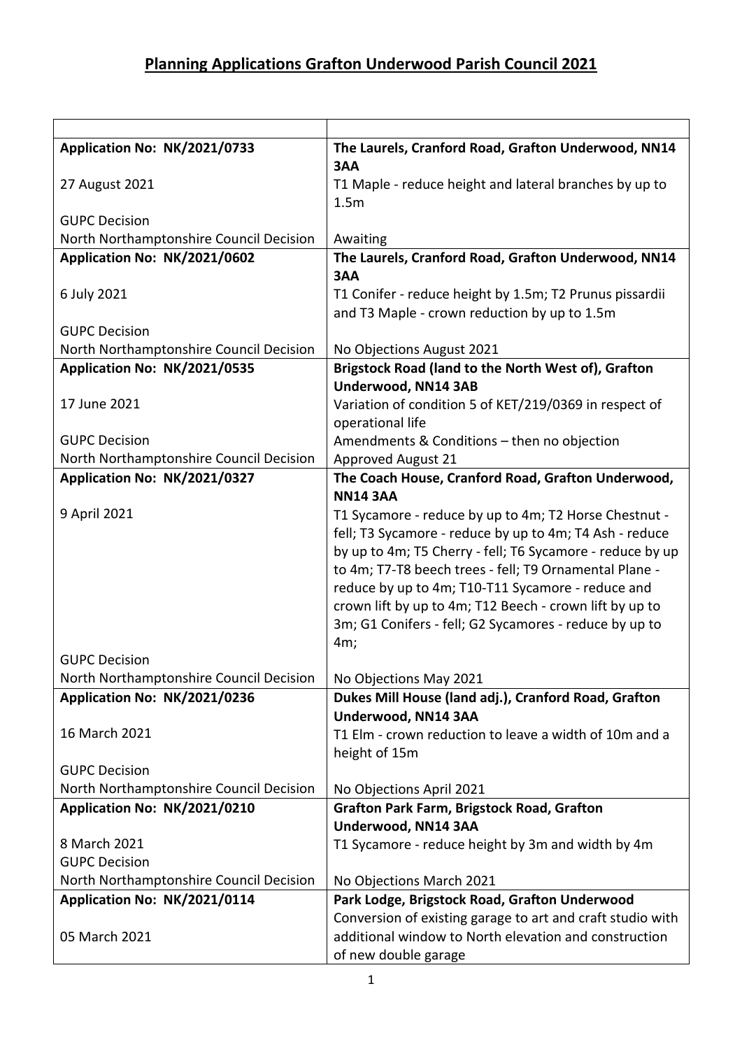# Planning Applications Grafton Underwood Parish Council 2021

| | |
|---|---|
| **Application No: NK/2021/0733**<br><br>27 August 2021<br><br>GUPC Decision<br>North Northamptonshire Council Decision | **The Laurels, Cranford Road, Grafton Underwood, NN14 3AA**<br>T1 Maple - reduce height and lateral branches by up to 1.5m<br><br>Awaiting |
| **Application No: NK/2021/0602**<br><br>6 July 2021<br><br>GUPC Decision<br>North Northamptonshire Council Decision | **The Laurels, Cranford Road, Grafton Underwood, NN14 3AA**<br>T1 Conifer - reduce height by 1.5m; T2 Prunus pissardii and T3 Maple - crown reduction by up to 1.5m<br><br>No Objections August 2021 |
| **Application No: NK/2021/0535**<br><br>17 June 2021<br><br>GUPC Decision<br>North Northamptonshire Council Decision | **Brigstock Road (land to the North West of), Grafton Underwood, NN14 3AB**<br>Variation of condition 5 of KET/219/0369 in respect of operational life<br>Amendments & Conditions – then no objection<br>Approved August 21 |
| **Application No: NK/2021/0327**<br><br>9 April 2021<br><br>GUPC Decision<br>North Northamptonshire Council Decision | **The Coach House, Cranford Road, Grafton Underwood, NN14 3AA**<br>T1 Sycamore - reduce by up to 4m; T2 Horse Chestnut - fell; T3 Sycamore - reduce by up to 4m; T4 Ash - reduce by up to 4m; T5 Cherry - fell; T6 Sycamore - reduce by up to 4m; T7-T8 beech trees - fell; T9 Ornamental Plane - reduce by up to 4m; T10-T11 Sycamore - reduce and crown lift by up to 4m; T12 Beech - crown lift by up to 3m; G1 Conifers - fell; G2 Sycamores - reduce by up to 4m;<br><br>No Objections May 2021 |
| **Application No: NK/2021/0236**<br><br>16 March 2021<br><br>GUPC Decision<br>North Northamptonshire Council Decision | **Dukes Mill House (land adj.), Cranford Road, Grafton Underwood, NN14 3AA**<br>T1 Elm - crown reduction to leave a width of 10m and a height of 15m<br><br>No Objections April 2021 |
| **Application No: NK/2021/0210**<br><br>8 March 2021<br>GUPC Decision<br>North Northamptonshire Council Decision | **Grafton Park Farm, Brigstock Road, Grafton Underwood, NN14 3AA**<br>T1 Sycamore - reduce height by 3m and width by 4m<br><br>No Objections March 2021 |
| **Application No: NK/2021/0114**<br><br>05 March 2021 | **Park Lodge, Brigstock Road, Grafton Underwood**<br>Conversion of existing garage to art and craft studio with additional window to North elevation and construction of new double garage |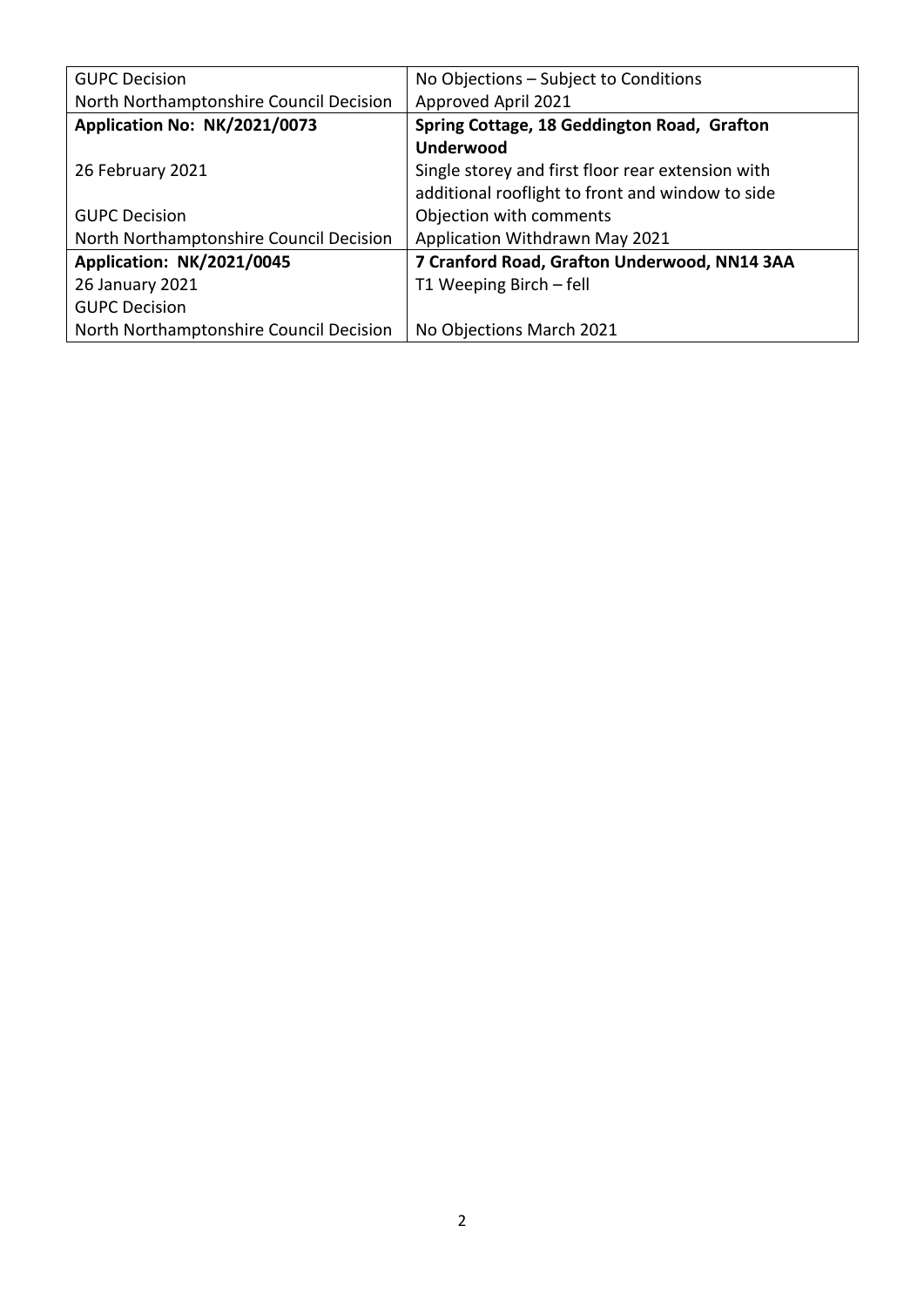| | |
|---|---|
| GUPC Decision | No Objections – Subject to Conditions |
| North Northamptonshire Council Decision | Approved April 2021 |
| **Application No: NK/2021/0073** | **Spring Cottage, 18 Geddington Road, Grafton Underwood** |
| 26 February 2021 | Single storey and first floor rear extension with additional rooflight to front and window to side |
| GUPC Decision | Objection with comments |
| North Northamptonshire Council Decision | Application Withdrawn May 2021 |
| **Application: NK/2021/0045** | **7 Cranford Road, Grafton Underwood, NN14 3AA** |
| 26 January 2021 | T1 Weeping Birch – fell |
| GUPC Decision | |
| North Northamptonshire Council Decision | No Objections March 2021 |